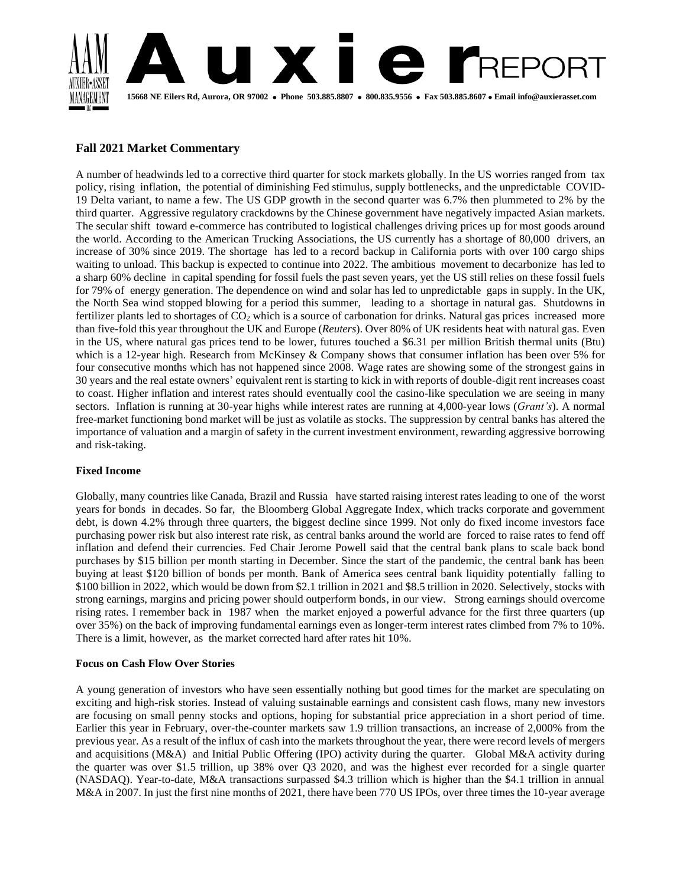# Auxier REPORT

15668 NE Eilers Rd, Aurora, OR 97002 • Phone 503.885.8807 • 800.835.9556 • Fax 503.885.8607 • Email info@auxierasset.com

## Fall 2021 Market Commentary

A number of headwinds led to a corrective third quarter for stock markets globally. In the US worries ranged from tax policy, rising inflation, the potential of diminishing Fed stimulus, supply bottlenecks, and the unpredictable COVID-19 Delta variant, to name a few. The US GDP growth in the second quarter was 6.7% then plummeted to 2% by the third quarter. Aggressive regulatory crackdowns by the Chinese government have negatively impacted Asian markets. The secular shift toward e-commerce has contributed to logistical challenges driving prices up for most goods around the world. According to the American Trucking Associations, the US currently has a shortage of 80,000 drivers, an increase of 30% since 2019. The shortage has led to a record backup in California ports with over 100 cargo ships waiting to unload. This backup is expected to continue into 2022. The ambitious movement to decarbonize has led to a sharp 60% decline in capital spending for fossil fuels the past seven years, yet the US still relies on these fossil fuels for 79% of energy generation. The dependence on wind and solar has led to unpredictable gaps in supply. In the UK, the North Sea wind stopped blowing for a period this summer, leading to a shortage in natural gas. Shutdowns in fertilizer plants led to shortages of $CO_2$ which is a source of carbonation for drinks. Natural gas prices increased more than five-fold this year throughout the UK and Europe (*Reuters*). Over 80% of UK residents heat with natural gas. Even in the US, where natural gas prices tend to be lower, futures touched a $6.31 per million British thermal units (Btu) which is a 12-year high. Research from McKinsey & Company shows that consumer inflation has been over 5% for four consecutive months which has not happened since 2008. Wage rates are showing some of the strongest gains in 30 years and the real estate owners' equivalent rent is starting to kick in with reports of double-digit rent increases coast to coast. Higher inflation and interest rates should eventually cool the casino-like speculation we are seeing in many sectors. Inflation is running at 30-year highs while interest rates are running at 4,000-year lows (*Grant's*). A normal free-market functioning bond market will be just as volatile as stocks. The suppression by central banks has altered the importance of valuation and a margin of safety in the current investment environment, rewarding aggressive borrowing and risk-taking.

### Fixed Income

Globally, many countries like Canada, Brazil and Russia have started raising interest rates leading to one of the worst years for bonds in decades. So far, the Bloomberg Global Aggregate Index, which tracks corporate and government debt, is down 4.2% through three quarters, the biggest decline since 1999. Not only do fixed income investors face purchasing power risk but also interest rate risk, as central banks around the world are forced to raise rates to fend off inflation and defend their currencies. Fed Chair Jerome Powell said that the central bank plans to scale back bond purchases by $15 billion per month starting in December. Since the start of the pandemic, the central bank has been buying at least $120 billion of bonds per month. Bank of America sees central bank liquidity potentially falling to $100 billion in 2022, which would be down from $2.1 trillion in 2021 and $8.5 trillion in 2020. Selectively, stocks with strong earnings, margins and pricing power should outperform bonds, in our view. Strong earnings should overcome rising rates. I remember back in 1987 when the market enjoyed a powerful advance for the first three quarters (up over 35%) on the back of improving fundamental earnings even as longer-term interest rates climbed from 7% to 10%. There is a limit, however, as the market corrected hard after rates hit 10%.

### Focus on Cash Flow Over Stories

A young generation of investors who have seen essentially nothing but good times for the market are speculating on exciting and high-risk stories. Instead of valuing sustainable earnings and consistent cash flows, many new investors are focusing on small penny stocks and options, hoping for substantial price appreciation in a short period of time. Earlier this year in February, over-the-counter markets saw 1.9 trillion transactions, an increase of 2,000% from the previous year. As a result of the influx of cash into the markets throughout the year, there were record levels of mergers and acquisitions (M&A) and Initial Public Offering (IPO) activity during the quarter. Global M&A activity during the quarter was over $1.5 trillion, up 38% over Q3 2020, and was the highest ever recorded for a single quarter (NASDAQ). Year-to-date, M&A transactions surpassed $4.3 trillion which is higher than the $4.1 trillion in annual M&A in 2007. In just the first nine months of 2021, there have been 770 US IPOs, over three times the 10-year average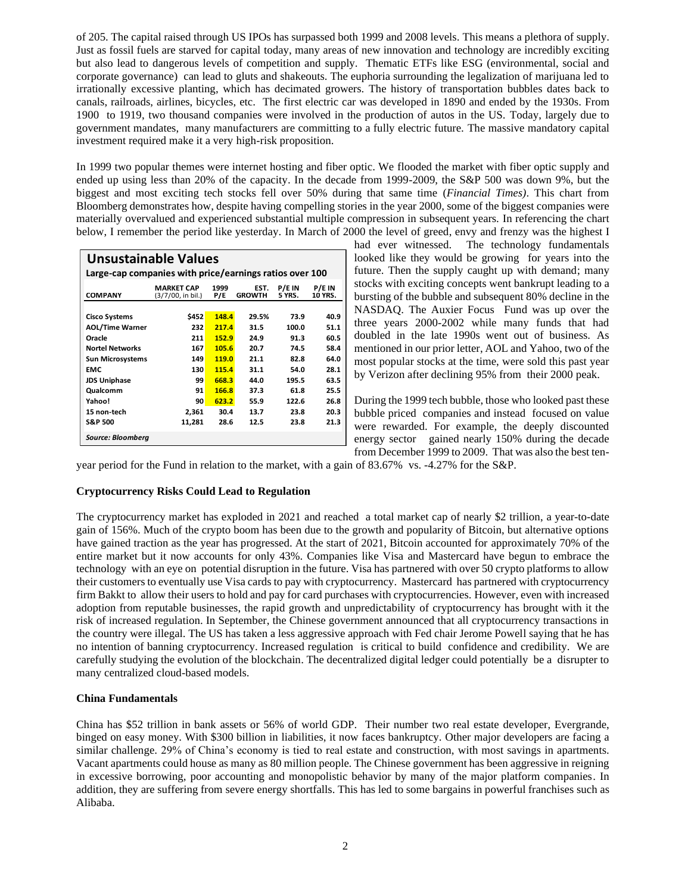of 205. The capital raised through US IPOs has surpassed both 1999 and 2008 levels. This means a plethora of supply. Just as fossil fuels are starved for capital today, many areas of new innovation and technology are incredibly exciting but also lead to dangerous levels of competition and supply. Thematic ETFs like ESG (environmental, social and corporate governance) can lead to gluts and shakeouts. The euphoria surrounding the legalization of marijuana led to irrationally excessive planting, which has decimated growers. The history of transportation bubbles dates back to canals, railroads, airlines, bicycles, etc. The first electric car was developed in 1890 and ended by the 1930s. From 1900 to 1919, two thousand companies were involved in the production of autos in the US. Today, largely due to government mandates, many manufacturers are committing to a fully electric future. The massive mandatory capital investment required make it a very high-risk proposition.

In 1999 two popular themes were internet hosting and fiber optic. We flooded the market with fiber optic supply and ended up using less than 20% of the capacity. In the decade from 1999-2009, the S&P 500 was down 9%, but the biggest and most exciting tech stocks fell over 50% during that same time (*Financial Times)*. This chart from Bloomberg demonstrates how, despite having compelling stories in the year 2000, some of the biggest companies were materially overvalued and experienced substantial multiple compression in subsequent years. In referencing the chart below, I remember the period like yesterday. In March of 2000 the level of greed, envy and frenzy was the highest I had ever witnessed. The technology fundamentals looked like they would be growing for years into the future. Then the supply caught up with demand; many stocks with exciting concepts went bankrupt leading to a bursting of the bubble and subsequent 80% decline in the NASDAQ. The Auxier Focus Fund was up over the three years 2000-2002 while many funds that had doubled in the late 1990s went out of business. As mentioned in our prior letter, AOL and Yahoo, two of the most popular stocks at the time, were sold this past year by Verizon after declining 95% from their 2000 peak.

**Unsustainable Values**

**Large-cap companies with price/earnings ratios over 100**

| COMPANY | MARKET CAP (3/7/00, in bil.) | 1999 P/E | EST. GROWTH | P/E IN 5 YRS. | P/E IN 10 YRS. |
|---|---|---|---|---|---|
| Cisco Systems | $452 | 148.4 | 29.5% | 73.9 | 40.9 |
| AOL/Time Warner | 232 | 217.4 | 31.5 | 100.0 | 51.1 |
| Oracle | 211 | 152.9 | 24.9 | 91.3 | 60.5 |
| Nortel Networks | 167 | 105.6 | 20.7 | 74.5 | 58.4 |
| Sun Microsystems | 149 | 119.0 | 21.1 | 82.8 | 64.0 |
| EMC | 130 | 115.4 | 31.1 | 54.0 | 28.1 |
| JDS Uniphase | 99 | 668.3 | 44.0 | 195.5 | 63.5 |
| Qualcomm | 91 | 166.8 | 37.3 | 61.8 | 25.5 |
| Yahoo! | 90 | 623.2 | 55.9 | 122.6 | 26.8 |
| 15 non-tech | 2,361 | 30.4 | 13.7 | 23.8 | 20.3 |
| S&P 500 | 11,281 | 28.6 | 12.5 | 23.8 | 21.3 |

*Source: Bloomberg*

During the 1999 tech bubble, those who looked past these bubble priced companies and instead focused on value were rewarded. For example, the deeply discounted energy sector gained nearly 150% during the decade from December 1999 to 2009. That was also the best ten-year period for the Fund in relation to the market, with a gain of 83.67% vs. -4.27% for the S&P.

## Cryptocurrency Risks Could Lead to Regulation

The cryptocurrency market has exploded in 2021 and reached a total market cap of nearly $2 trillion, a year-to-date gain of 156%. Much of the crypto boom has been due to the growth and popularity of Bitcoin, but alternative options have gained traction as the year has progressed. At the start of 2021, Bitcoin accounted for approximately 70% of the entire market but it now accounts for only 43%. Companies like Visa and Mastercard have begun to embrace the technology with an eye on potential disruption in the future. Visa has partnered with over 50 crypto platforms to allow their customers to eventually use Visa cards to pay with cryptocurrency. Mastercard has partnered with cryptocurrency firm Bakkt to allow their users to hold and pay for card purchases with cryptocurrencies. However, even with increased adoption from reputable businesses, the rapid growth and unpredictability of cryptocurrency has brought with it the risk of increased regulation. In September, the Chinese government announced that all cryptocurrency transactions in the country were illegal. The US has taken a less aggressive approach with Fed chair Jerome Powell saying that he has no intention of banning cryptocurrency. Increased regulation is critical to build confidence and credibility. We are carefully studying the evolution of the blockchain. The decentralized digital ledger could potentially be a disrupter to many centralized cloud-based models.

## China Fundamentals

China has $52 trillion in bank assets or 56% of world GDP. Their number two real estate developer, Evergrande, binged on easy money. With $300 billion in liabilities, it now faces bankruptcy. Other major developers are facing a similar challenge. 29% of China's economy is tied to real estate and construction, with most savings in apartments. Vacant apartments could house as many as 80 million people. The Chinese government has been aggressive in reigning in excessive borrowing, poor accounting and monopolistic behavior by many of the major platform companies. In addition, they are suffering from severe energy shortfalls. This has led to some bargains in powerful franchises such as Alibaba.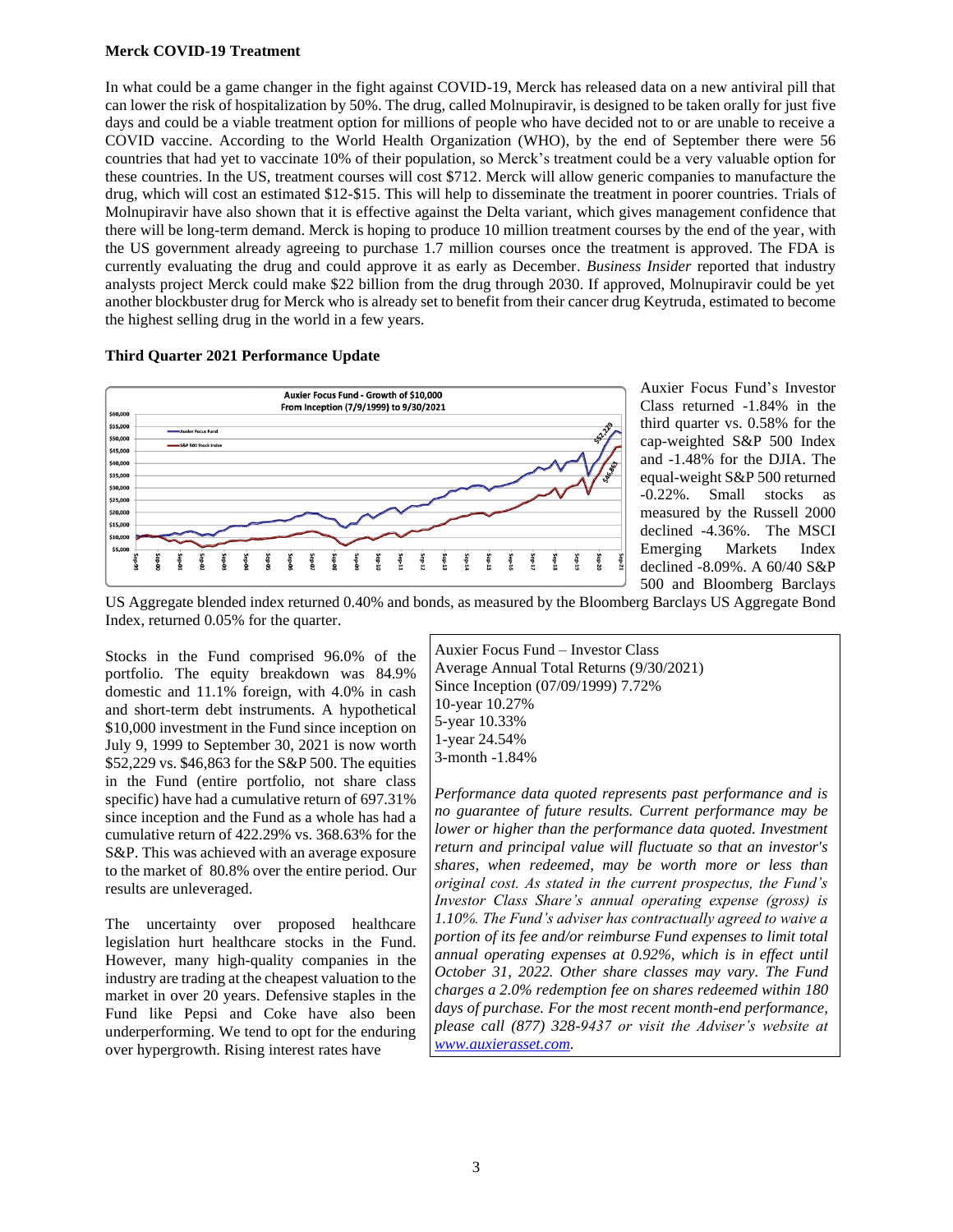**Merck COVID-19 Treatment**

In what could be a game changer in the fight against COVID-19, Merck has released data on a new antiviral pill that can lower the risk of hospitalization by 50%. The drug, called Molnupiravir, is designed to be taken orally for just five days and could be a viable treatment option for millions of people who have decided not to or are unable to receive a COVID vaccine. According to the World Health Organization (WHO), by the end of September there were 56 countries that had yet to vaccinate 10% of their population, so Merck's treatment could be a very valuable option for these countries. In the US, treatment courses will cost $712. Merck will allow generic companies to manufacture the drug, which will cost an estimated $12-$15. This will help to disseminate the treatment in poorer countries. Trials of Molnupiravir have also shown that it is effective against the Delta variant, which gives management confidence that there will be long-term demand. Merck is hoping to produce 10 million treatment courses by the end of the year, with the US government already agreeing to purchase 1.7 million courses once the treatment is approved. The FDA is currently evaluating the drug and could approve it as early as December. *Business Insider* reported that industry analysts project Merck could make $22 billion from the drug through 2030. If approved, Molnupiravir could be yet another blockbuster drug for Merck who is already set to benefit from their cancer drug Keytruda, estimated to become the highest selling drug in the world in a few years.

**Third Quarter 2021 Performance Update**

Auxier Focus Fund - Growth of $10,000
From Inception (7/9/1999) to 9/30/2021

Auxier Focus Fund's Investor Class returned -1.84% in the third quarter vs. 0.58% for the cap-weighted S&P 500 Index and -1.48% for the DJIA. The equal-weight S&P 500 returned -0.22%. Small stocks as measured by the Russell 2000 declined -4.36%. The MSCI Emerging Markets Index declined -8.09%. A 60/40 S&P 500 and Bloomberg Barclays US Aggregate blended index returned 0.40% and bonds, as measured by the Bloomberg Barclays US Aggregate Bond Index, returned 0.05% for the quarter.

Stocks in the Fund comprised 96.0% of the portfolio. The equity breakdown was 84.9% domestic and 11.1% foreign, with 4.0% in cash and short-term debt instruments. A hypothetical $10,000 investment in the Fund since inception on July 9, 1999 to September 30, 2021 is now worth $52,229 vs. $46,863 for the S&P 500. The equities in the Fund (entire portfolio, not share class specific) have had a cumulative return of 697.31% since inception and the Fund as a whole has had a cumulative return of 422.29% vs. 368.63% for the S&P. This was achieved with an average exposure to the market of 80.8% over the entire period. Our results are unleveraged.

Auxier Focus Fund – Investor Class
Average Annual Total Returns (9/30/2021)
Since Inception (07/09/1999) 7.72%
10-year 10.27%
5-year 10.33%
1-year 24.54%
3-month -1.84%

*Performance data quoted represents past performance and is no guarantee of future results. Current performance may be lower or higher than the performance data quoted. Investment return and principal value will fluctuate so that an investor's shares, when redeemed, may be worth more or less than original cost. As stated in the current prospectus, the Fund's Investor Class Share's annual operating expense (gross) is 1.10%. The Fund's adviser has contractually agreed to waive a portion of its fee and/or reimburse Fund expenses to limit total annual operating expenses at 0.92%, which is in effect until October 31, 2022. Other share classes may vary. The Fund charges a 2.0% redemption fee on shares redeemed within 180 days of purchase. For the most recent month-end performance, please call (877) 328-9437 or visit the Adviser's website at [www.auxierasset.com](http://www.auxierasset.com).*

The uncertainty over proposed healthcare legislation hurt healthcare stocks in the Fund. However, many high-quality companies in the industry are trading at the cheapest valuation to the market in over 20 years. Defensive staples in the Fund like Pepsi and Coke have also been underperforming. We tend to opt for the enduring over hypergrowth. Rising interest rates have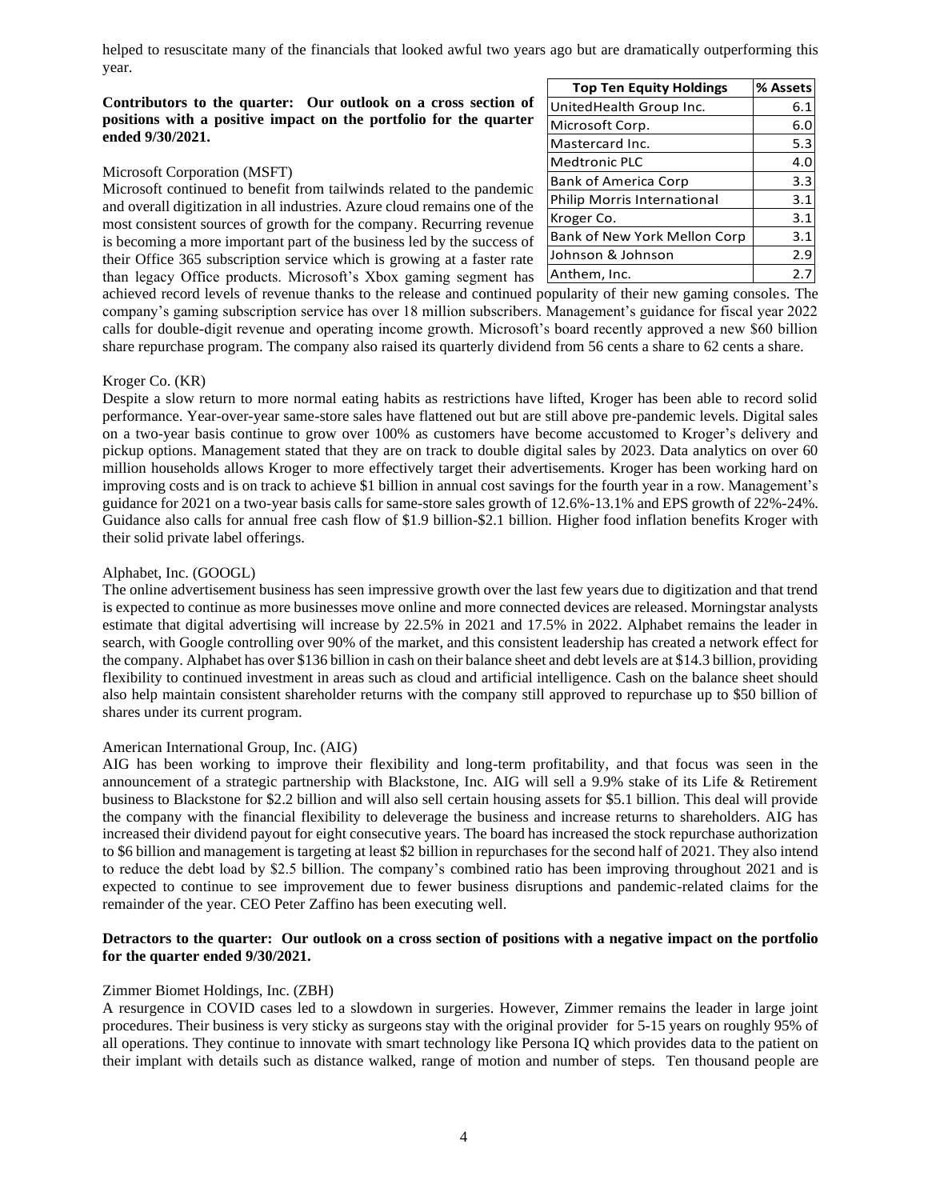helped to resuscitate many of the financials that looked awful two years ago but are dramatically outperforming this year.

| Top Ten Equity Holdings | % Assets |
|---|---|
| UnitedHealth Group Inc. | 6.1 |
| Microsoft Corp. | 6.0 |
| Mastercard Inc. | 5.3 |
| Medtronic PLC | 4.0 |
| Bank of America Corp | 3.3 |
| Philip Morris International | 3.1 |
| Kroger Co. | 3.1 |
| Bank of New York Mellon Corp | 3.1 |
| Johnson & Johnson | 2.9 |
| Anthem, Inc. | 2.7 |

**Contributors to the quarter: Our outlook on a cross section of positions with a positive impact on the portfolio for the quarter ended 9/30/2021.**

Microsoft Corporation (MSFT)

Microsoft continued to benefit from tailwinds related to the pandemic and overall digitization in all industries. Azure cloud remains one of the most consistent sources of growth for the company. Recurring revenue is becoming a more important part of the business led by the success of their Office 365 subscription service which is growing at a faster rate than legacy Office products. Microsoft's Xbox gaming segment has achieved record levels of revenue thanks to the release and continued popularity of their new gaming consoles. The company's gaming subscription service has over 18 million subscribers. Management's guidance for fiscal year 2022 calls for double-digit revenue and operating income growth. Microsoft's board recently approved a new $60 billion share repurchase program. The company also raised its quarterly dividend from 56 cents a share to 62 cents a share.

Kroger Co. (KR)

Despite a slow return to more normal eating habits as restrictions have lifted, Kroger has been able to record solid performance. Year-over-year same-store sales have flattened out but are still above pre-pandemic levels. Digital sales on a two-year basis continue to grow over 100% as customers have become accustomed to Kroger's delivery and pickup options. Management stated that they are on track to double digital sales by 2023. Data analytics on over 60 million households allows Kroger to more effectively target their advertisements. Kroger has been working hard on improving costs and is on track to achieve $1 billion in annual cost savings for the fourth year in a row. Management's guidance for 2021 on a two-year basis calls for same-store sales growth of 12.6%-13.1% and EPS growth of 22%-24%. Guidance also calls for annual free cash flow of $1.9 billion-$2.1 billion. Higher food inflation benefits Kroger with their solid private label offerings.

Alphabet, Inc. (GOOGL)

The online advertisement business has seen impressive growth over the last few years due to digitization and that trend is expected to continue as more businesses move online and more connected devices are released. Morningstar analysts estimate that digital advertising will increase by 22.5% in 2021 and 17.5% in 2022. Alphabet remains the leader in search, with Google controlling over 90% of the market, and this consistent leadership has created a network effect for the company. Alphabet has over $136 billion in cash on their balance sheet and debt levels are at $14.3 billion, providing flexibility to continued investment in areas such as cloud and artificial intelligence. Cash on the balance sheet should also help maintain consistent shareholder returns with the company still approved to repurchase up to $50 billion of shares under its current program.

American International Group, Inc. (AIG)

AIG has been working to improve their flexibility and long-term profitability, and that focus was seen in the announcement of a strategic partnership with Blackstone, Inc. AIG will sell a 9.9% stake of its Life & Retirement business to Blackstone for $2.2 billion and will also sell certain housing assets for $5.1 billion. This deal will provide the company with the financial flexibility to deleverage the business and increase returns to shareholders. AIG has increased their dividend payout for eight consecutive years. The board has increased the stock repurchase authorization to $6 billion and management is targeting at least $2 billion in repurchases for the second half of 2021. They also intend to reduce the debt load by $2.5 billion. The company's combined ratio has been improving throughout 2021 and is expected to continue to see improvement due to fewer business disruptions and pandemic-related claims for the remainder of the year. CEO Peter Zaffino has been executing well.

**Detractors to the quarter: Our outlook on a cross section of positions with a negative impact on the portfolio for the quarter ended 9/30/2021.**

Zimmer Biomet Holdings, Inc. (ZBH)

A resurgence in COVID cases led to a slowdown in surgeries. However, Zimmer remains the leader in large joint procedures. Their business is very sticky as surgeons stay with the original provider for 5-15 years on roughly 95% of all operations. They continue to innovate with smart technology like Persona IQ which provides data to the patient on their implant with details such as distance walked, range of motion and number of steps. Ten thousand people are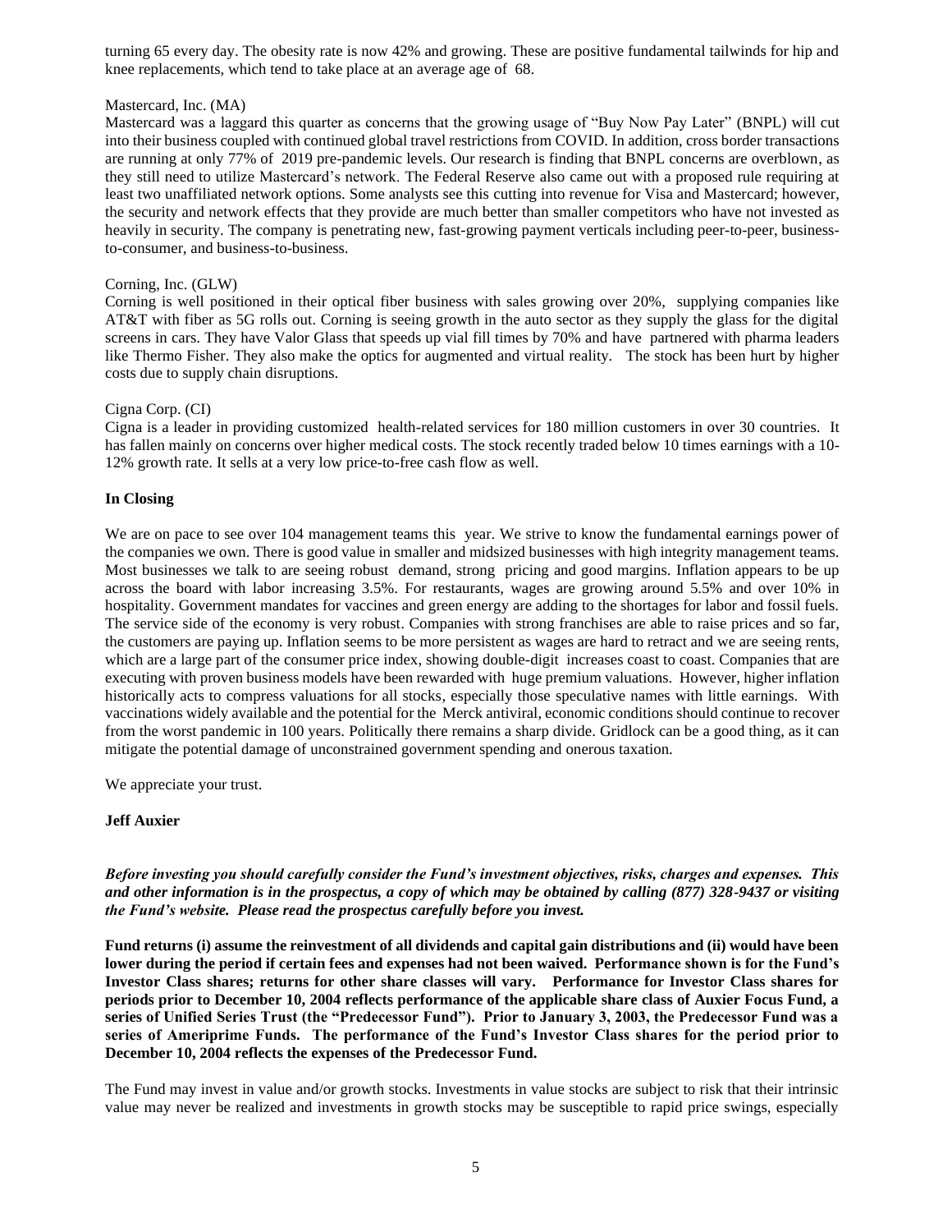turning 65 every day. The obesity rate is now 42% and growing. These are positive fundamental tailwinds for hip and knee replacements, which tend to take place at an average age of 68.

Mastercard, Inc. (MA)

Mastercard was a laggard this quarter as concerns that the growing usage of "Buy Now Pay Later" (BNPL) will cut into their business coupled with continued global travel restrictions from COVID. In addition, cross border transactions are running at only 77% of 2019 pre-pandemic levels. Our research is finding that BNPL concerns are overblown, as they still need to utilize Mastercard's network. The Federal Reserve also came out with a proposed rule requiring at least two unaffiliated network options. Some analysts see this cutting into revenue for Visa and Mastercard; however, the security and network effects that they provide are much better than smaller competitors who have not invested as heavily in security. The company is penetrating new, fast-growing payment verticals including peer-to-peer, business-to-consumer, and business-to-business.

Corning, Inc. (GLW)

Corning is well positioned in their optical fiber business with sales growing over 20%, supplying companies like AT&T with fiber as 5G rolls out. Corning is seeing growth in the auto sector as they supply the glass for the digital screens in cars. They have Valor Glass that speeds up vial fill times by 70% and have partnered with pharma leaders like Thermo Fisher. They also make the optics for augmented and virtual reality. The stock has been hurt by higher costs due to supply chain disruptions.

Cigna Corp. (CI)

Cigna is a leader in providing customized health-related services for 180 million customers in over 30 countries. It has fallen mainly on concerns over higher medical costs. The stock recently traded below 10 times earnings with a 10-12% growth rate. It sells at a very low price-to-free cash flow as well.

**In Closing**

We are on pace to see over 104 management teams this year. We strive to know the fundamental earnings power of the companies we own. There is good value in smaller and midsized businesses with high integrity management teams. Most businesses we talk to are seeing robust demand, strong pricing and good margins. Inflation appears to be up across the board with labor increasing 3.5%. For restaurants, wages are growing around 5.5% and over 10% in hospitality. Government mandates for vaccines and green energy are adding to the shortages for labor and fossil fuels. The service side of the economy is very robust. Companies with strong franchises are able to raise prices and so far, the customers are paying up. Inflation seems to be more persistent as wages are hard to retract and we are seeing rents, which are a large part of the consumer price index, showing double-digit increases coast to coast. Companies that are executing with proven business models have been rewarded with huge premium valuations. However, higher inflation historically acts to compress valuations for all stocks, especially those speculative names with little earnings. With vaccinations widely available and the potential for the Merck antiviral, economic conditions should continue to recover from the worst pandemic in 100 years. Politically there remains a sharp divide. Gridlock can be a good thing, as it can mitigate the potential damage of unconstrained government spending and onerous taxation.

We appreciate your trust.

**Jeff Auxier**

***Before investing you should carefully consider the Fund's investment objectives, risks, charges and expenses. This and other information is in the prospectus, a copy of which may be obtained by calling (877) 328-9437 or visiting the Fund's website. Please read the prospectus carefully before you invest.***

**Fund returns (i) assume the reinvestment of all dividends and capital gain distributions and (ii) would have been lower during the period if certain fees and expenses had not been waived. Performance shown is for the Fund's Investor Class shares; returns for other share classes will vary. Performance for Investor Class shares for periods prior to December 10, 2004 reflects performance of the applicable share class of Auxier Focus Fund, a series of Unified Series Trust (the "Predecessor Fund"). Prior to January 3, 2003, the Predecessor Fund was a series of Ameriprime Funds. The performance of the Fund's Investor Class shares for the period prior to December 10, 2004 reflects the expenses of the Predecessor Fund.**

The Fund may invest in value and/or growth stocks. Investments in value stocks are subject to risk that their intrinsic value may never be realized and investments in growth stocks may be susceptible to rapid price swings, especially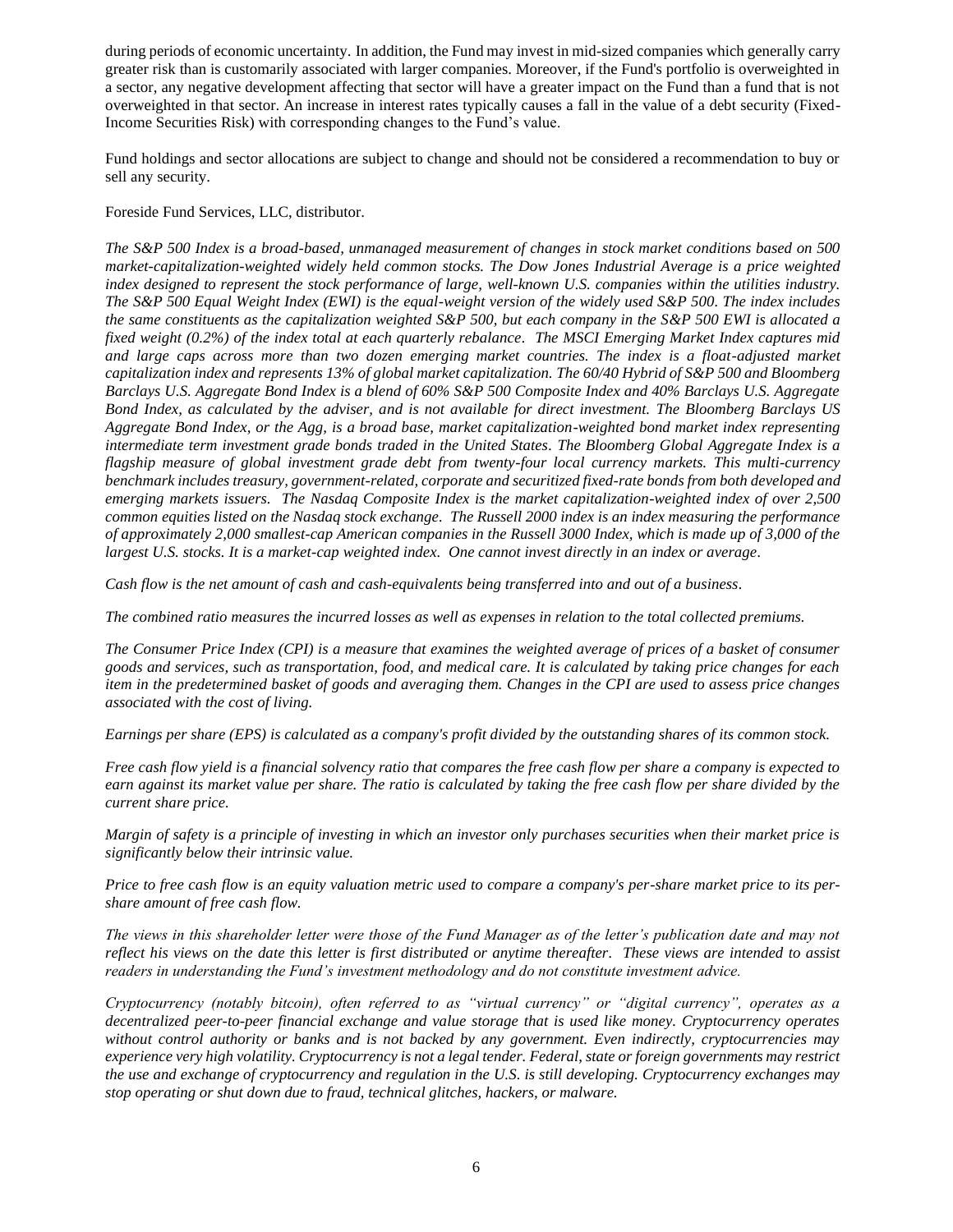during periods of economic uncertainty. In addition, the Fund may invest in mid-sized companies which generally carry greater risk than is customarily associated with larger companies. Moreover, if the Fund's portfolio is overweighted in a sector, any negative development affecting that sector will have a greater impact on the Fund than a fund that is not overweighted in that sector. An increase in interest rates typically causes a fall in the value of a debt security (Fixed-Income Securities Risk) with corresponding changes to the Fund's value.

Fund holdings and sector allocations are subject to change and should not be considered a recommendation to buy or sell any security.

Foreside Fund Services, LLC, distributor.

*The S&P 500 Index is a broad-based, unmanaged measurement of changes in stock market conditions based on 500 market-capitalization-weighted widely held common stocks. The Dow Jones Industrial Average is a price weighted index designed to represent the stock performance of large, well-known U.S. companies within the utilities industry. The S&P 500 Equal Weight Index (EWI) is the equal-weight version of the widely used S&P 500. The index includes the same constituents as the capitalization weighted S&P 500, but each company in the S&P 500 EWI is allocated a fixed weight (0.2%) of the index total at each quarterly rebalance. The MSCI Emerging Market Index captures mid and large caps across more than two dozen emerging market countries. The index is a float-adjusted market capitalization index and represents 13% of global market capitalization. The 60/40 Hybrid of S&P 500 and Bloomberg Barclays U.S. Aggregate Bond Index is a blend of 60% S&P 500 Composite Index and 40% Barclays U.S. Aggregate Bond Index, as calculated by the adviser, and is not available for direct investment. The Bloomberg Barclays US Aggregate Bond Index, or the Agg, is a broad base, market capitalization-weighted bond market index representing intermediate term investment grade bonds traded in the United States. The Bloomberg Global Aggregate Index is a flagship measure of global investment grade debt from twenty-four local currency markets. This multi-currency benchmark includes treasury, government-related, corporate and securitized fixed-rate bonds from both developed and emerging markets issuers. The Nasdaq Composite Index is the market capitalization-weighted index of over 2,500 common equities listed on the Nasdaq stock exchange. The Russell 2000 index is an index measuring the performance of approximately 2,000 smallest-cap American companies in the Russell 3000 Index, which is made up of 3,000 of the largest U.S. stocks. It is a market-cap weighted index. One cannot invest directly in an index or average.*

*Cash flow is the net amount of cash and cash-equivalents being transferred into and out of a business.*

*The combined ratio measures the incurred losses as well as expenses in relation to the total collected premiums.*

*The Consumer Price Index (CPI) is a measure that examines the weighted average of prices of a basket of consumer goods and services, such as transportation, food, and medical care. It is calculated by taking price changes for each item in the predetermined basket of goods and averaging them. Changes in the CPI are used to assess price changes associated with the cost of living.*

*Earnings per share (EPS) is calculated as a company's profit divided by the outstanding shares of its common stock.*

*Free cash flow yield is a financial solvency ratio that compares the free cash flow per share a company is expected to earn against its market value per share. The ratio is calculated by taking the free cash flow per share divided by the current share price.*

*Margin of safety is a principle of investing in which an investor only purchases securities when their market price is significantly below their intrinsic value.*

*Price to free cash flow is an equity valuation metric used to compare a company's per-share market price to its per-share amount of free cash flow.*

*The views in this shareholder letter were those of the Fund Manager as of the letter's publication date and may not reflect his views on the date this letter is first distributed or anytime thereafter. These views are intended to assist readers in understanding the Fund's investment methodology and do not constitute investment advice.*

*Cryptocurrency (notably bitcoin), often referred to as "virtual currency" or "digital currency", operates as a decentralized peer-to-peer financial exchange and value storage that is used like money. Cryptocurrency operates without control authority or banks and is not backed by any government. Even indirectly, cryptocurrencies may experience very high volatility. Cryptocurrency is not a legal tender. Federal, state or foreign governments may restrict the use and exchange of cryptocurrency and regulation in the U.S. is still developing. Cryptocurrency exchanges may stop operating or shut down due to fraud, technical glitches, hackers, or malware.*